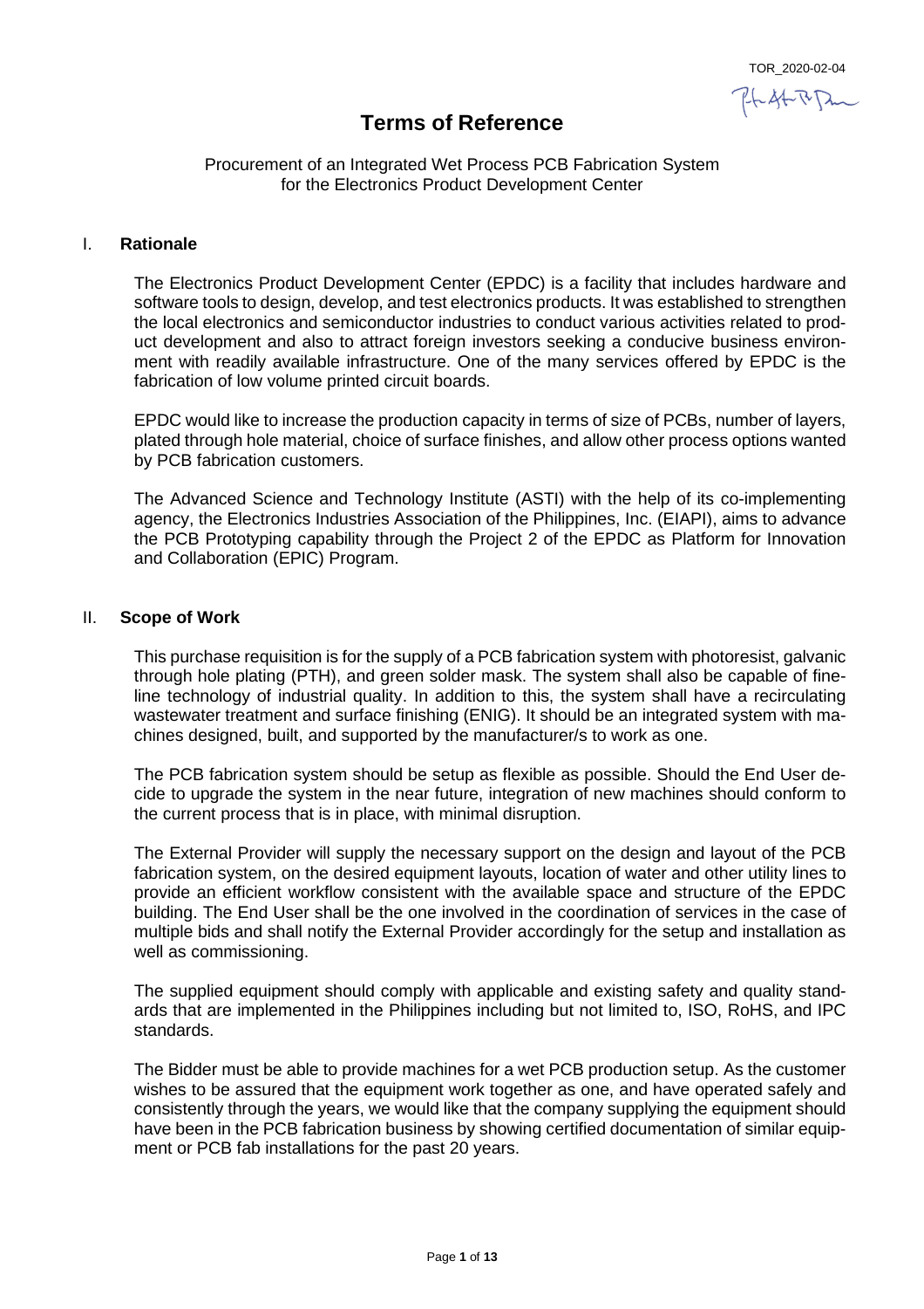TOR_2020-02-04

# Terms of Reference

Procurement of an Integrated Wet Process PCB Fabrication System
for the Electronics Product Development Center

## I. Rationale

The Electronics Product Development Center (EPDC) is a facility that includes hardware and software tools to design, develop, and test electronics products. It was established to strengthen the local electronics and semiconductor industries to conduct various activities related to product development and also to attract foreign investors seeking a conducive business environment with readily available infrastructure. One of the many services offered by EPDC is the fabrication of low volume printed circuit boards.

EPDC would like to increase the production capacity in terms of size of PCBs, number of layers, plated through hole material, choice of surface finishes, and allow other process options wanted by PCB fabrication customers.

The Advanced Science and Technology Institute (ASTI) with the help of its co-implementing agency, the Electronics Industries Association of the Philippines, Inc. (EIAPI), aims to advance the PCB Prototyping capability through the Project 2 of the EPDC as Platform for Innovation and Collaboration (EPIC) Program.

## II. Scope of Work

This purchase requisition is for the supply of a PCB fabrication system with photoresist, galvanic through hole plating (PTH), and green solder mask. The system shall also be capable of fine-line technology of industrial quality. In addition to this, the system shall have a recirculating wastewater treatment and surface finishing (ENIG). It should be an integrated system with machines designed, built, and supported by the manufacturer/s to work as one.

The PCB fabrication system should be setup as flexible as possible. Should the End User decide to upgrade the system in the near future, integration of new machines should conform to the current process that is in place, with minimal disruption.

The External Provider will supply the necessary support on the design and layout of the PCB fabrication system, on the desired equipment layouts, location of water and other utility lines to provide an efficient workflow consistent with the available space and structure of the EPDC building. The End User shall be the one involved in the coordination of services in the case of multiple bids and shall notify the External Provider accordingly for the setup and installation as well as commissioning.

The supplied equipment should comply with applicable and existing safety and quality standards that are implemented in the Philippines including but not limited to, ISO, RoHS, and IPC standards.

The Bidder must be able to provide machines for a wet PCB production setup. As the customer wishes to be assured that the equipment work together as one, and have operated safely and consistently through the years, we would like that the company supplying the equipment should have been in the PCB fabrication business by showing certified documentation of similar equipment or PCB fab installations for the past 20 years.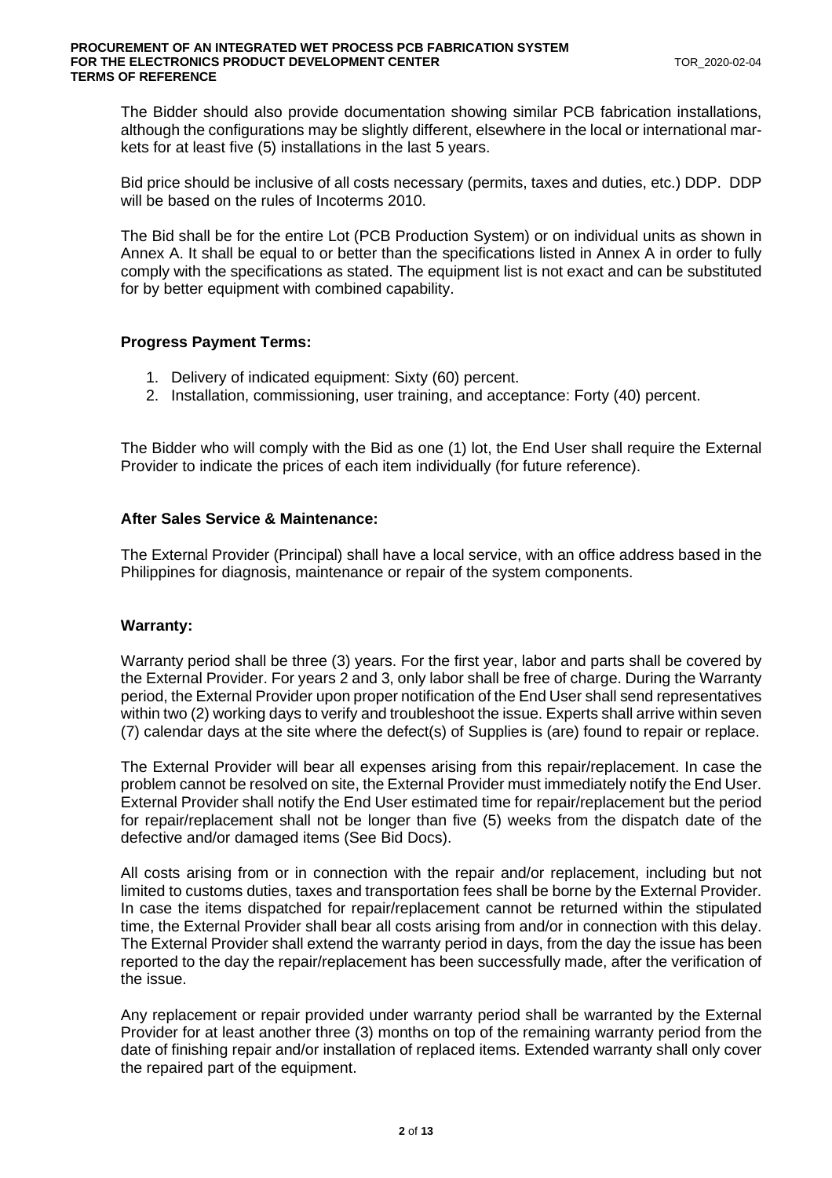The Bidder should also provide documentation showing similar PCB fabrication installations, although the configurations may be slightly different, elsewhere in the local or international markets for at least five (5) installations in the last 5 years.

Bid price should be inclusive of all costs necessary (permits, taxes and duties, etc.) DDP. DDP will be based on the rules of Incoterms 2010.

The Bid shall be for the entire Lot (PCB Production System) or on individual units as shown in Annex A. It shall be equal to or better than the specifications listed in Annex A in order to fully comply with the specifications as stated. The equipment list is not exact and can be substituted for by better equipment with combined capability.

**Progress Payment Terms:**

1. Delivery of indicated equipment: Sixty (60) percent.
2. Installation, commissioning, user training, and acceptance: Forty (40) percent.

The Bidder who will comply with the Bid as one (1) lot, the End User shall require the External Provider to indicate the prices of each item individually (for future reference).

**After Sales Service & Maintenance:**

The External Provider (Principal) shall have a local service, with an office address based in the Philippines for diagnosis, maintenance or repair of the system components.

**Warranty:**

Warranty period shall be three (3) years. For the first year, labor and parts shall be covered by the External Provider. For years 2 and 3, only labor shall be free of charge. During the Warranty period, the External Provider upon proper notification of the End User shall send representatives within two (2) working days to verify and troubleshoot the issue. Experts shall arrive within seven (7) calendar days at the site where the defect(s) of Supplies is (are) found to repair or replace.

The External Provider will bear all expenses arising from this repair/replacement. In case the problem cannot be resolved on site, the External Provider must immediately notify the End User. External Provider shall notify the End User estimated time for repair/replacement but the period for repair/replacement shall not be longer than five (5) weeks from the dispatch date of the defective and/or damaged items (See Bid Docs).

All costs arising from or in connection with the repair and/or replacement, including but not limited to customs duties, taxes and transportation fees shall be borne by the External Provider. In case the items dispatched for repair/replacement cannot be returned within the stipulated time, the External Provider shall bear all costs arising from and/or in connection with this delay. The External Provider shall extend the warranty period in days, from the day the issue has been reported to the day the repair/replacement has been successfully made, after the verification of the issue.

Any replacement or repair provided under warranty period shall be warranted by the External Provider for at least another three (3) months on top of the remaining warranty period from the date of finishing repair and/or installation of replaced items. Extended warranty shall only cover the repaired part of the equipment.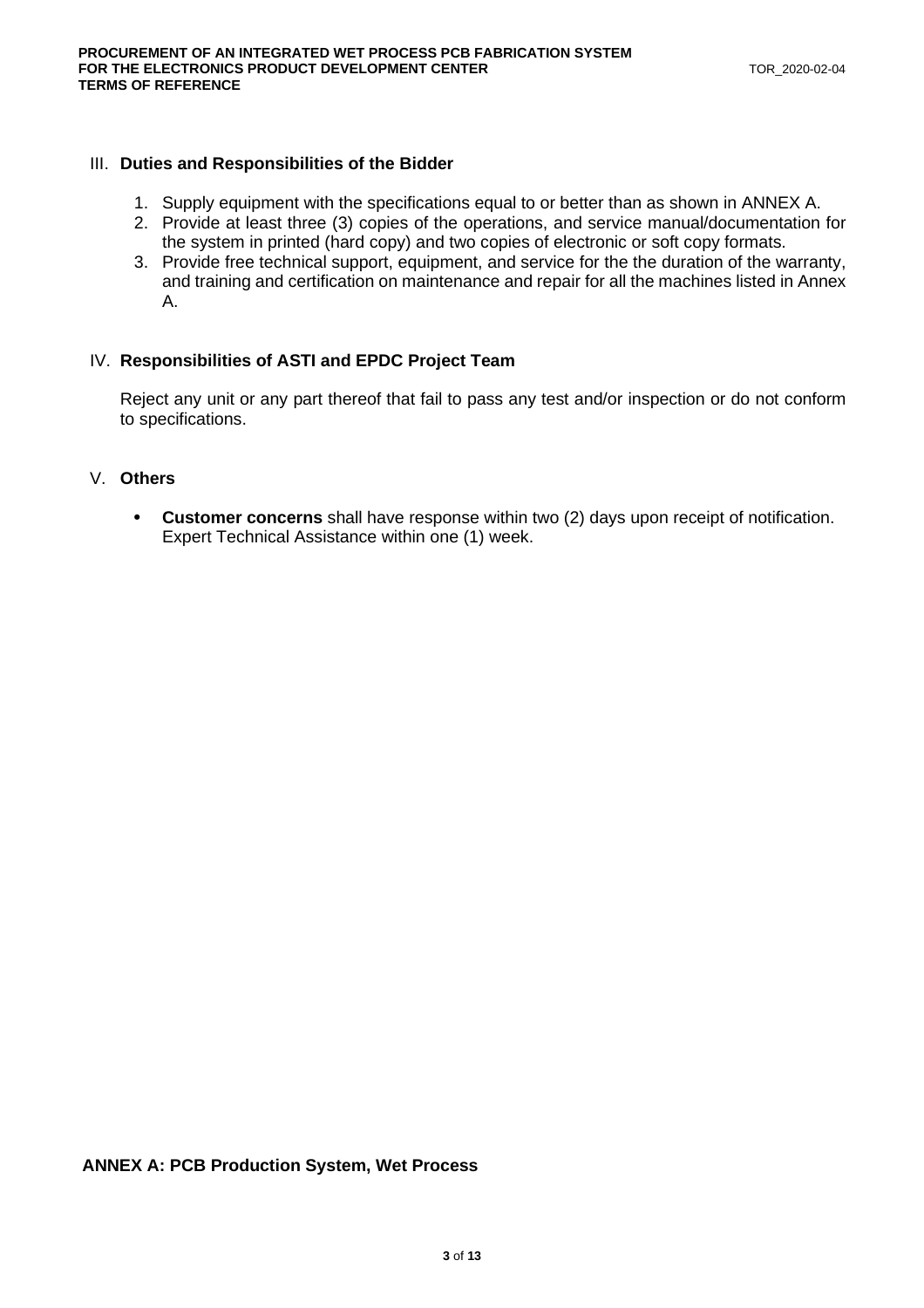## III. Duties and Responsibilities of the Bidder

1. Supply equipment with the specifications equal to or better than as shown in ANNEX A.
2. Provide at least three (3) copies of the operations, and service manual/documentation for the system in printed (hard copy) and two copies of electronic or soft copy formats.
3. Provide free technical support, equipment, and service for the the duration of the warranty, and training and certification on maintenance and repair for all the machines listed in Annex A.

## IV. Responsibilities of ASTI and EPDC Project Team

Reject any unit or any part thereof that fail to pass any test and/or inspection or do not conform to specifications.

## V. Others

- **Customer concerns** shall have response within two (2) days upon receipt of notification. Expert Technical Assistance within one (1) week.

## ANNEX A: PCB Production System, Wet Process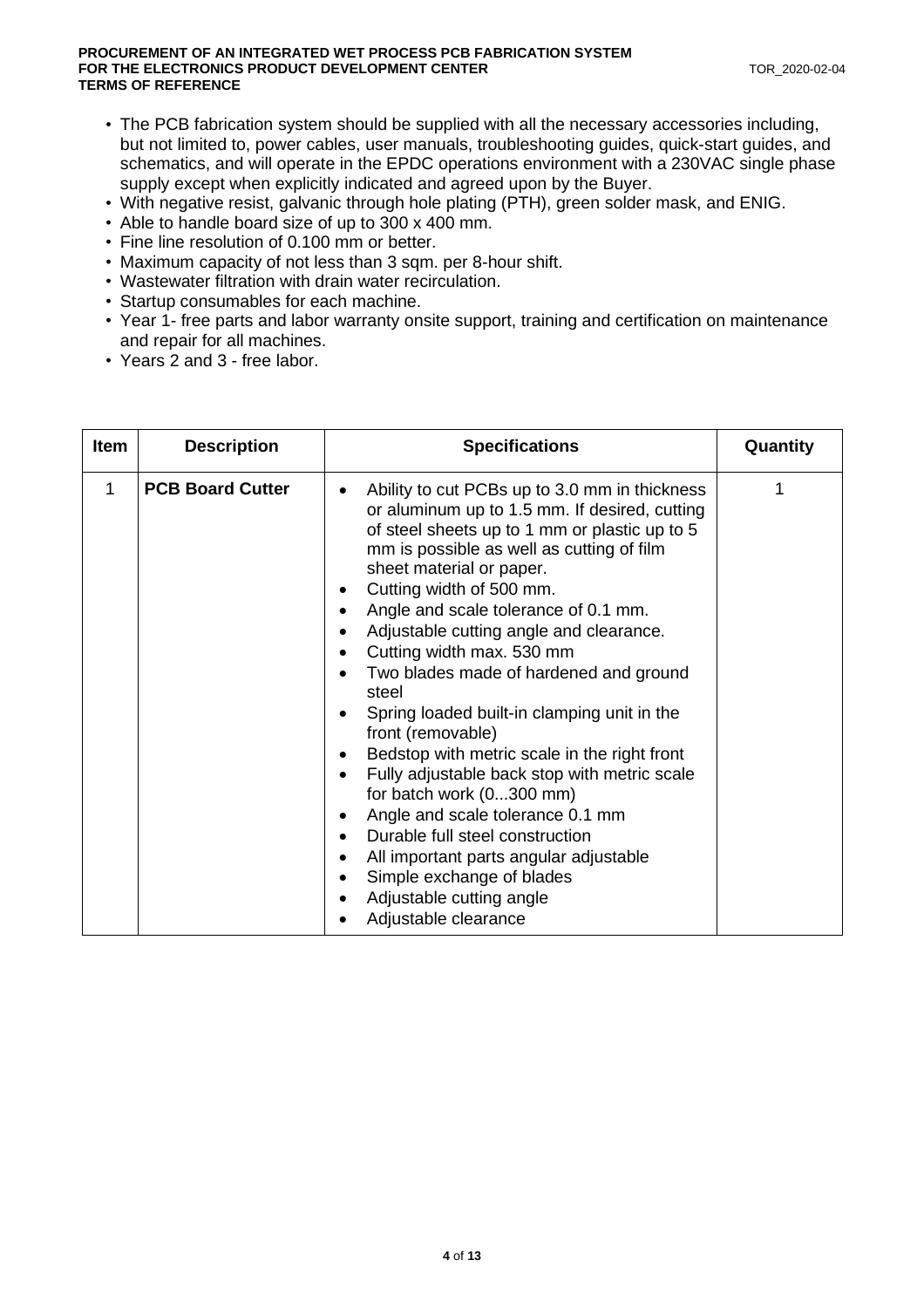- The PCB fabrication system should be supplied with all the necessary accessories including, but not limited to, power cables, user manuals, troubleshooting guides, quick-start guides, and schematics, and will operate in the EPDC operations environment with a 230VAC single phase supply except when explicitly indicated and agreed upon by the Buyer.
- With negative resist, galvanic through hole plating (PTH), green solder mask, and ENIG.
- Able to handle board size of up to 300 x 400 mm.
- Fine line resolution of 0.100 mm or better.
- Maximum capacity of not less than 3 sqm. per 8-hour shift.
- Wastewater filtration with drain water recirculation.
- Startup consumables for each machine.
- Year 1- free parts and labor warranty onsite support, training and certification on maintenance and repair for all machines.
- Years 2 and 3 - free labor.

| Item | Description | Specifications | Quantity |
|---|---|---|---|
| 1 | **PCB Board Cutter** | • Ability to cut PCBs up to 3.0 mm in thickness or aluminum up to 1.5 mm. If desired, cutting of steel sheets up to 1 mm or plastic up to 5 mm is possible as well as cutting of film sheet material or paper.<br>• Cutting width of 500 mm.<br>• Angle and scale tolerance of 0.1 mm.<br>• Adjustable cutting angle and clearance.<br>• Cutting width max. 530 mm<br>• Two blades made of hardened and ground steel<br>• Spring loaded built-in clamping unit in the front (removable)<br>• Bedstop with metric scale in the right front<br>• Fully adjustable back stop with metric scale for batch work (0...300 mm)<br>• Angle and scale tolerance 0.1 mm<br>• Durable full steel construction<br>• All important parts angular adjustable<br>• Simple exchange of blades<br>• Adjustable cutting angle<br>• Adjustable clearance | 1 |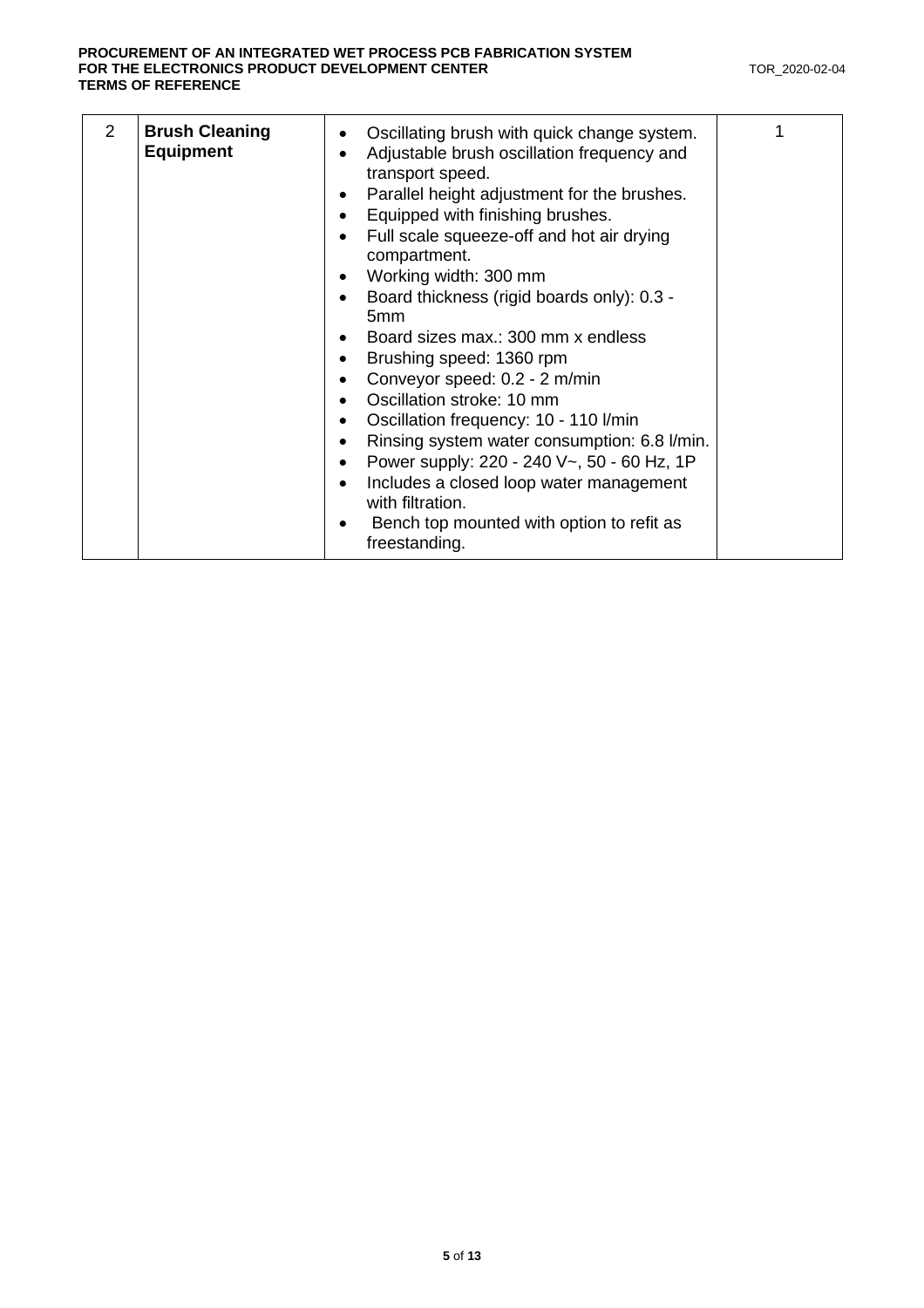| 2 | **Brush Cleaning Equipment** | • Oscillating brush with quick change system.<br>• Adjustable brush oscillation frequency and transport speed.<br>• Parallel height adjustment for the brushes.<br>• Equipped with finishing brushes.<br>• Full scale squeeze-off and hot air drying compartment.<br>• Working width: 300 mm<br>• Board thickness (rigid boards only): 0.3 - 5mm<br>• Board sizes max.: 300 mm x endless<br>• Brushing speed: 1360 rpm<br>• Conveyor speed: 0.2 - 2 m/min<br>• Oscillation stroke: 10 mm<br>• Oscillation frequency: 10 - 110 l/min<br>• Rinsing system water consumption: 6.8 l/min.<br>• Power supply: 220 - 240 V~, 50 - 60 Hz, 1P<br>• Includes a closed loop water management with filtration.<br>• Bench top mounted with option to refit as freestanding. | 1 |
|---|---|---|---|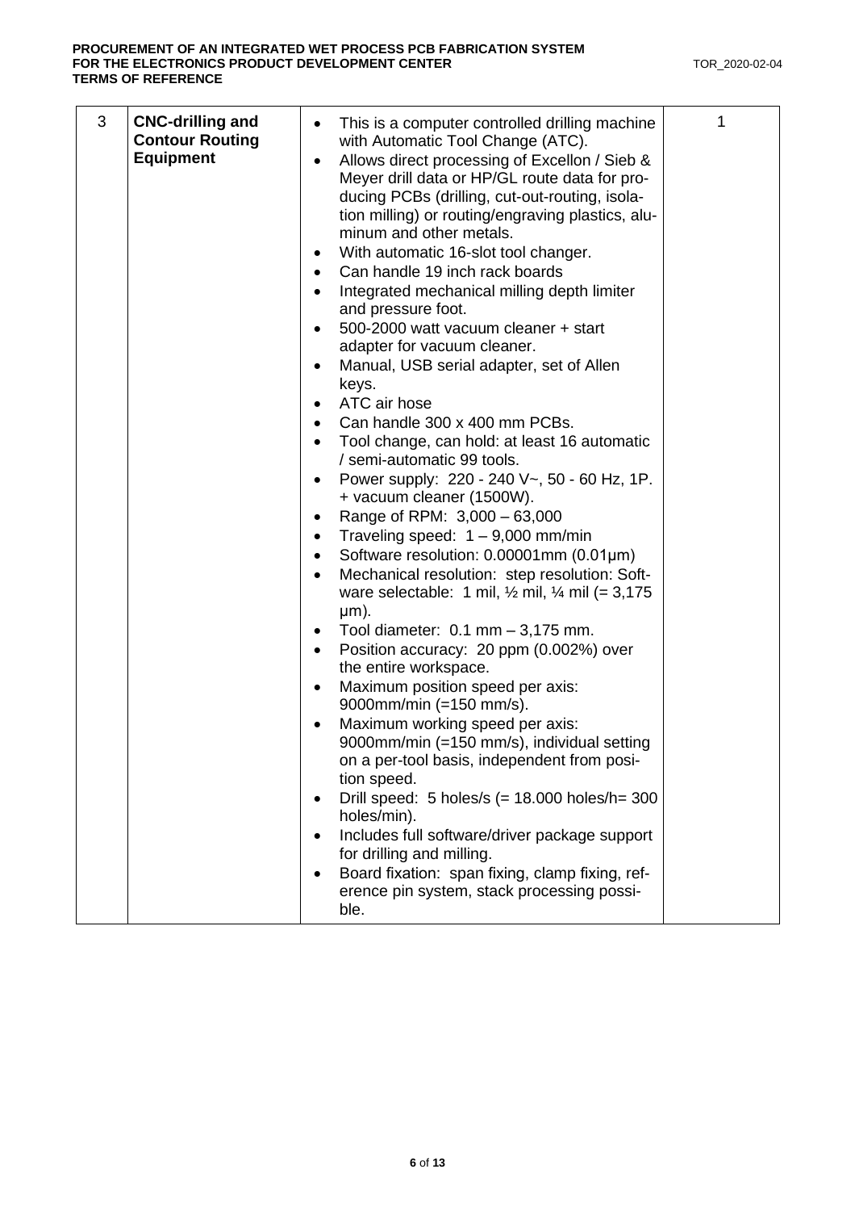| 3 | **CNC-drilling and Contour Routing Equipment** | • This is a computer controlled drilling machine with Automatic Tool Change (ATC).<br>• Allows direct processing of Excellon / Sieb & Meyer drill data or HP/GL route data for producing PCBs (drilling, cut-out-routing, isolation milling) or routing/engraving plastics, aluminum and other metals.<br>• With automatic 16-slot tool changer.<br>• Can handle 19 inch rack boards<br>• Integrated mechanical milling depth limiter and pressure foot.<br>• 500-2000 watt vacuum cleaner + start adapter for vacuum cleaner.<br>• Manual, USB serial adapter, set of Allen keys.<br>• ATC air hose<br>• Can handle 300 x 400 mm PCBs.<br>• Tool change, can hold: at least 16 automatic / semi-automatic 99 tools.<br>• Power supply: 220 - 240 V~, 50 - 60 Hz, 1P. + vacuum cleaner (1500W).<br>• Range of RPM: 3,000 – 63,000<br>• Traveling speed: 1 – 9,000 mm/min<br>• Software resolution: 0.00001mm (0.01µm)<br>• Mechanical resolution: step resolution: Software selectable: 1 mil, ½ mil, ¼ mil (= 3,175 µm).<br>• Tool diameter: 0.1 mm – 3,175 mm.<br>• Position accuracy: 20 ppm (0.002%) over the entire workspace.<br>• Maximum position speed per axis: 9000mm/min (=150 mm/s).<br>• Maximum working speed per axis: 9000mm/min (=150 mm/s), individual setting on a per-tool basis, independent from position speed.<br>• Drill speed: 5 holes/s (= 18.000 holes/h= 300 holes/min).<br>• Includes full software/driver package support for drilling and milling.<br>• Board fixation: span fixing, clamp fixing, reference pin system, stack processing possible. | 1 |
|---|---|---|---|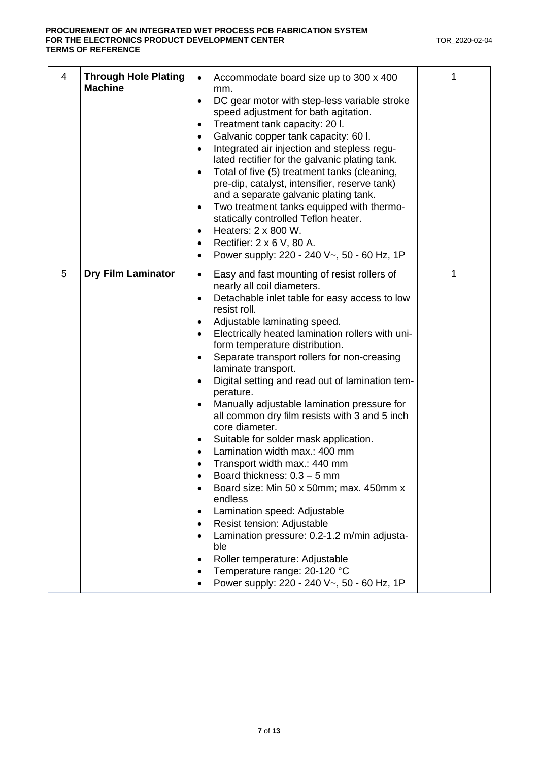| 4 | **Through Hole Plating Machine** | • Accommodate board size up to 300 x 400 mm.<br>• DC gear motor with step-less variable stroke speed adjustment for bath agitation.<br>• Treatment tank capacity: 20 l.<br>• Galvanic copper tank capacity: 60 l.<br>• Integrated air injection and stepless regulated rectifier for the galvanic plating tank.<br>• Total of five (5) treatment tanks (cleaning, pre-dip, catalyst, intensifier, reserve tank) and a separate galvanic plating tank.<br>• Two treatment tanks equipped with thermostatically controlled Teflon heater.<br>• Heaters: 2 x 800 W.<br>• Rectifier: 2 x 6 V, 80 A.<br>• Power supply: 220 - 240 V~, 50 - 60 Hz, 1P | 1 |
|---|---|---|---|
| 5 | **Dry Film Laminator** | • Easy and fast mounting of resist rollers of nearly all coil diameters.<br>• Detachable inlet table for easy access to low resist roll.<br>• Adjustable laminating speed.<br>• Electrically heated lamination rollers with uniform temperature distribution.<br>• Separate transport rollers for non-creasing laminate transport.<br>• Digital setting and read out of lamination temperature.<br>• Manually adjustable lamination pressure for all common dry film resists with 3 and 5 inch core diameter.<br>• Suitable for solder mask application.<br>• Lamination width max.: 400 mm<br>• Transport width max.: 440 mm<br>• Board thickness: 0.3 – 5 mm<br>• Board size: Min 50 x 50mm; max. 450mm x endless<br>• Lamination speed: Adjustable<br>• Resist tension: Adjustable<br>• Lamination pressure: 0.2-1.2 m/min adjustable<br>• Roller temperature: Adjustable<br>• Temperature range: 20-120 °C<br>• Power supply: 220 - 240 V~, 50 - 60 Hz, 1P | 1 |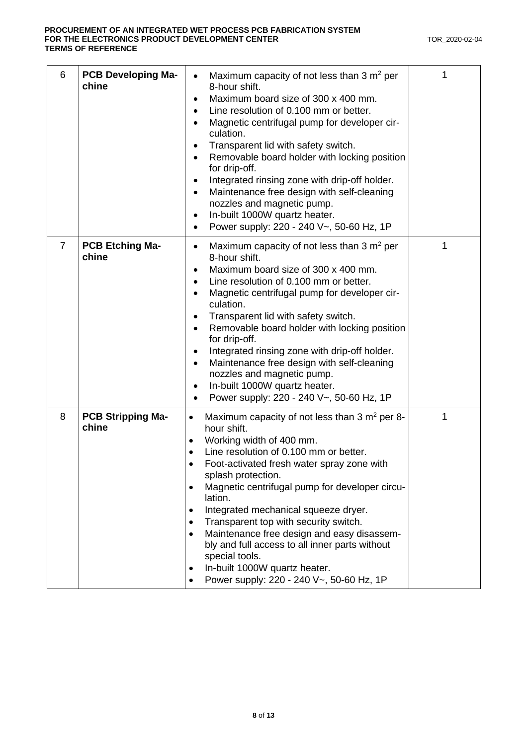| 6 | **PCB Developing Machine** | • Maximum capacity of not less than 3 $m^2$ per 8-hour shift.<br>• Maximum board size of 300 x 400 mm.<br>• Line resolution of 0.100 mm or better.<br>• Magnetic centrifugal pump for developer circulation.<br>• Transparent lid with safety switch.<br>• Removable board holder with locking position for drip-off.<br>• Integrated rinsing zone with drip-off holder.<br>• Maintenance free design with self-cleaning nozzles and magnetic pump.<br>• In-built 1000W quartz heater.<br>• Power supply: 220 - 240 V~, 50-60 Hz, 1P | 1 |
|---|---|---|---|
| 7 | **PCB Etching Machine** | • Maximum capacity of not less than 3 $m^2$ per 8-hour shift.<br>• Maximum board size of 300 x 400 mm.<br>• Line resolution of 0.100 mm or better.<br>• Magnetic centrifugal pump for developer circulation.<br>• Transparent lid with safety switch.<br>• Removable board holder with locking position for drip-off.<br>• Integrated rinsing zone with drip-off holder.<br>• Maintenance free design with self-cleaning nozzles and magnetic pump.<br>• In-built 1000W quartz heater.<br>• Power supply: 220 - 240 V~, 50-60 Hz, 1P | 1 |
| 8 | **PCB Stripping Machine** | • Maximum capacity of not less than 3 $m^2$ per 8-hour shift.<br>• Working width of 400 mm.<br>• Line resolution of 0.100 mm or better.<br>• Foot-activated fresh water spray zone with splash protection.<br>• Magnetic centrifugal pump for developer circulation.<br>• Integrated mechanical squeeze dryer.<br>• Transparent top with security switch.<br>• Maintenance free design and easy disassembly and full access to all inner parts without special tools.<br>• In-built 1000W quartz heater.<br>• Power supply: 220 - 240 V~, 50-60 Hz, 1P | 1 |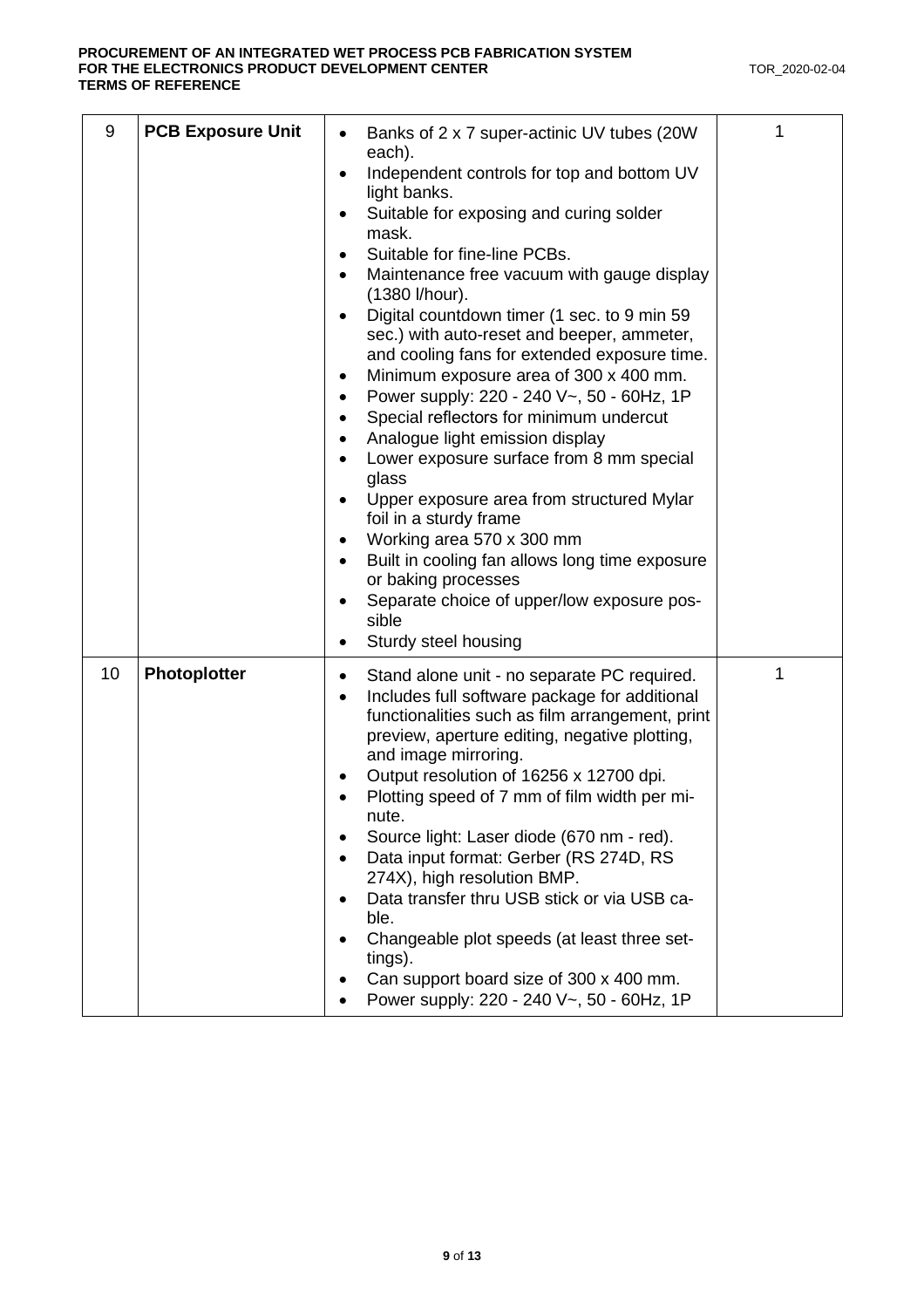| 9 | **PCB Exposure Unit** | • Banks of 2 x 7 super-actinic UV tubes (20W each).<br>• Independent controls for top and bottom UV light banks.<br>• Suitable for exposing and curing solder mask.<br>• Suitable for fine-line PCBs.<br>• Maintenance free vacuum with gauge display (1380 l/hour).<br>• Digital countdown timer (1 sec. to 9 min 59 sec.) with auto-reset and beeper, ammeter, and cooling fans for extended exposure time.<br>• Minimum exposure area of 300 x 400 mm.<br>• Power supply: 220 - 240 V~, 50 - 60Hz, 1P<br>• Special reflectors for minimum undercut<br>• Analogue light emission display<br>• Lower exposure surface from 8 mm special glass<br>• Upper exposure area from structured Mylar foil in a sturdy frame<br>• Working area 570 x 300 mm<br>• Built in cooling fan allows long time exposure or baking processes<br>• Separate choice of upper/low exposure possible<br>• Sturdy steel housing | 1 |
|---|---|---|---|
| 10 | **Photoplotter** | • Stand alone unit - no separate PC required.<br>• Includes full software package for additional functionalities such as film arrangement, print preview, aperture editing, negative plotting, and image mirroring.<br>• Output resolution of 16256 x 12700 dpi.<br>• Plotting speed of 7 mm of film width per minute.<br>• Source light: Laser diode (670 nm - red).<br>• Data input format: Gerber (RS 274D, RS 274X), high resolution BMP.<br>• Data transfer thru USB stick or via USB cable.<br>• Changeable plot speeds (at least three settings).<br>• Can support board size of 300 x 400 mm.<br>• Power supply: 220 - 240 V~, 50 - 60Hz, 1P | 1 |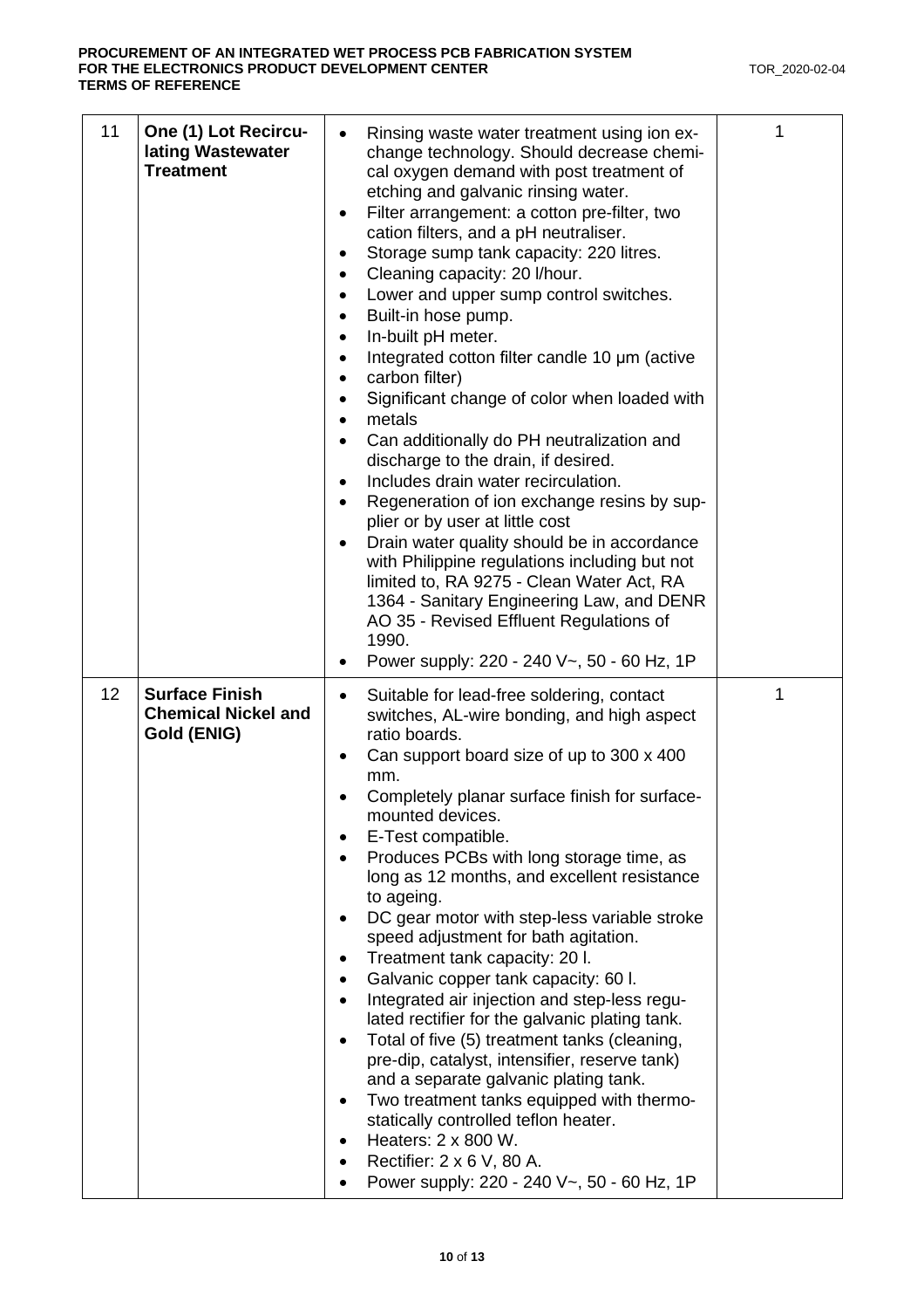| 11 | **One (1) Lot Recirculating Wastewater Treatment** | • Rinsing waste water treatment using ion exchange technology. Should decrease chemical oxygen demand with post treatment of etching and galvanic rinsing water.<br>• Filter arrangement: a cotton pre-filter, two cation filters, and a pH neutraliser.<br>• Storage sump tank capacity: 220 litres.<br>• Cleaning capacity: 20 l/hour.<br>• Lower and upper sump control switches.<br>• Built-in hose pump.<br>• In-built pH meter.<br>• Integrated cotton filter candle 10 µm (active<br>• carbon filter)<br>• Significant change of color when loaded with<br>• metals<br>• Can additionally do PH neutralization and discharge to the drain, if desired.<br>• Includes drain water recirculation.<br>• Regeneration of ion exchange resins by supplier or by user at little cost<br>• Drain water quality should be in accordance with Philippine regulations including but not limited to, RA 9275 - Clean Water Act, RA 1364 - Sanitary Engineering Law, and DENR AO 35 - Revised Effluent Regulations of 1990.<br>• Power supply: 220 - 240 V~, 50 - 60 Hz, 1P | 1 |
|---|---|---|---|
| 12 | **Surface Finish Chemical Nickel and Gold (ENIG)** | • Suitable for lead-free soldering, contact switches, AL-wire bonding, and high aspect ratio boards.<br>• Can support board size of up to 300 x 400 mm.<br>• Completely planar surface finish for surface-mounted devices.<br>• E-Test compatible.<br>• Produces PCBs with long storage time, as long as 12 months, and excellent resistance to ageing.<br>• DC gear motor with step-less variable stroke speed adjustment for bath agitation.<br>• Treatment tank capacity: 20 l.<br>• Galvanic copper tank capacity: 60 l.<br>• Integrated air injection and step-less regulated rectifier for the galvanic plating tank.<br>• Total of five (5) treatment tanks (cleaning, pre-dip, catalyst, intensifier, reserve tank) and a separate galvanic plating tank.<br>• Two treatment tanks equipped with thermostatically controlled teflon heater.<br>• Heaters: 2 x 800 W.<br>• Rectifier: 2 x 6 V, 80 A.<br>• Power supply: 220 - 240 V~, 50 - 60 Hz, 1P | 1 |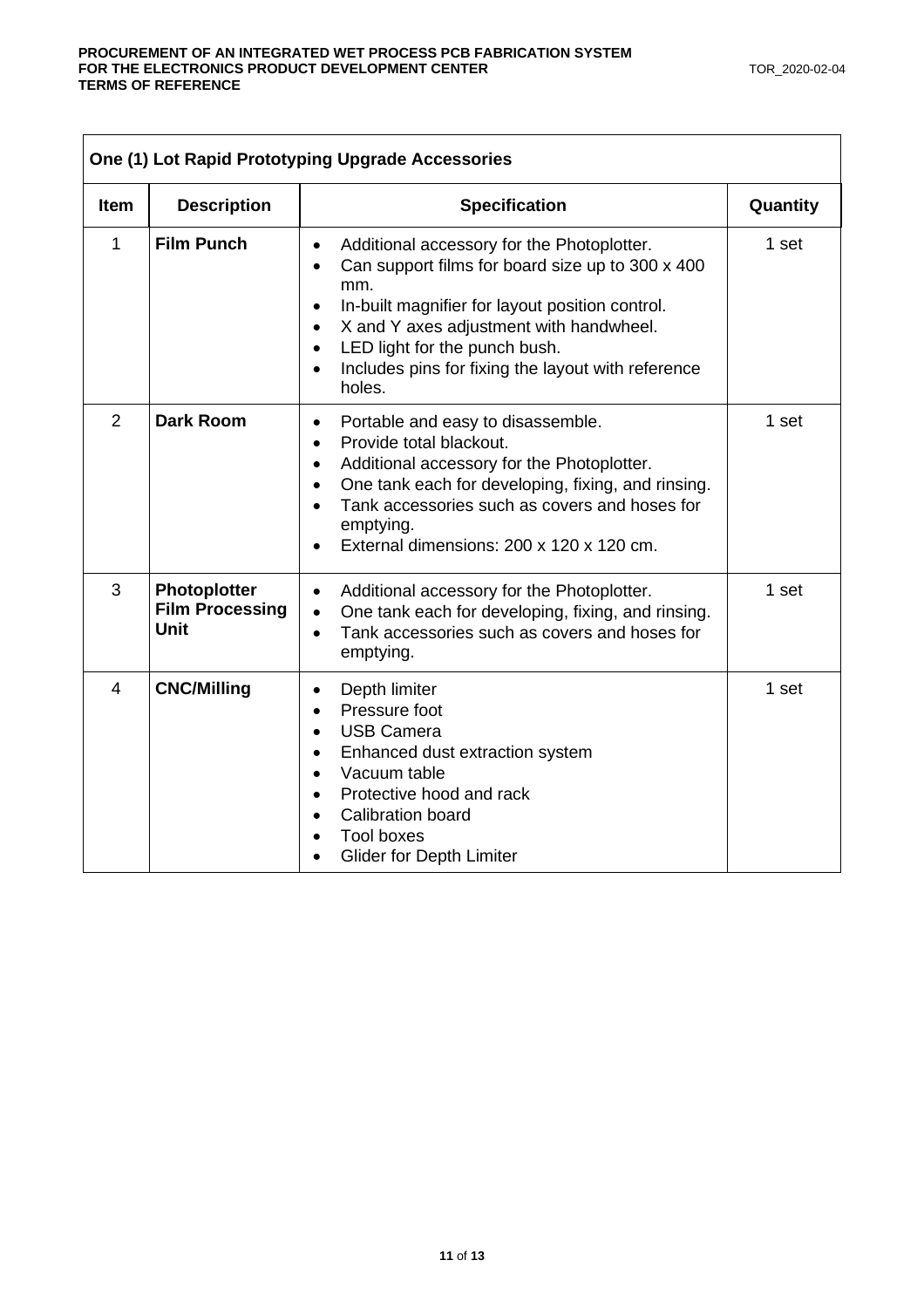| One (1) Lot Rapid Prototyping Upgrade Accessories | | | |
|---|---|---|---|
| **Item** | **Description** | **Specification** | **Quantity** |
| 1 | **Film Punch** | • Additional accessory for the Photoplotter.<br>• Can support films for board size up to 300 x 400 mm.<br>• In-built magnifier for layout position control.<br>• X and Y axes adjustment with handwheel.<br>• LED light for the punch bush.<br>• Includes pins for fixing the layout with reference holes. | 1 set |
| 2 | **Dark Room** | • Portable and easy to disassemble.<br>• Provide total blackout.<br>• Additional accessory for the Photoplotter.<br>• One tank each for developing, fixing, and rinsing.<br>• Tank accessories such as covers and hoses for emptying.<br>• External dimensions: 200 x 120 x 120 cm. | 1 set |
| 3 | **Photoplotter Film Processing Unit** | • Additional accessory for the Photoplotter.<br>• One tank each for developing, fixing, and rinsing.<br>• Tank accessories such as covers and hoses for emptying. | 1 set |
| 4 | **CNC/Milling** | • Depth limiter<br>• Pressure foot<br>• USB Camera<br>• Enhanced dust extraction system<br>• Vacuum table<br>• Protective hood and rack<br>• Calibration board<br>• Tool boxes<br>• Glider for Depth Limiter | 1 set |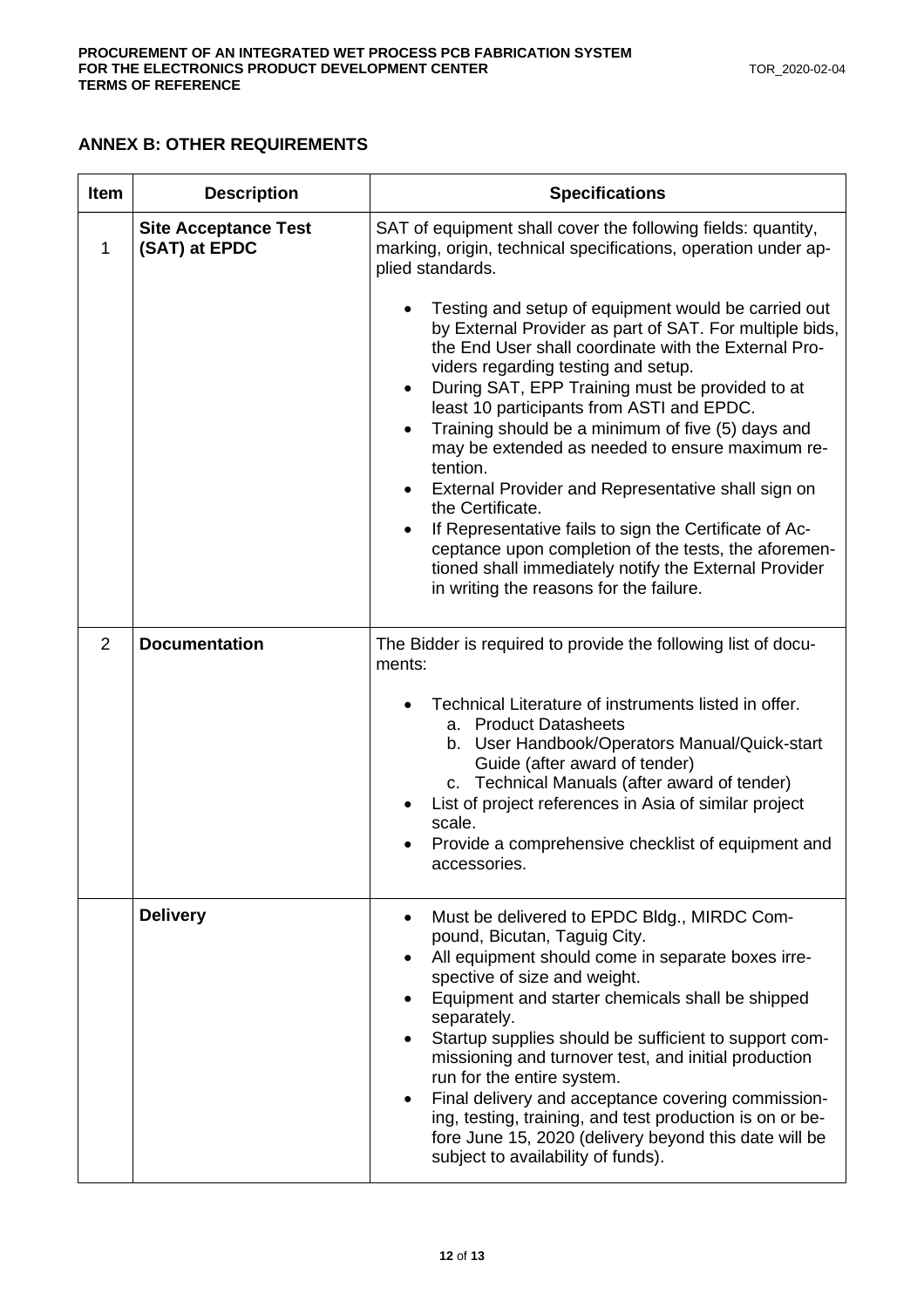## ANNEX B: OTHER REQUIREMENTS

| Item | Description | Specifications |
|---|---|---|
| 1 | **Site Acceptance Test (SAT) at EPDC** | SAT of equipment shall cover the following fields: quantity, marking, origin, technical specifications, operation under applied standards.<br><br>• Testing and setup of equipment would be carried out by External Provider as part of SAT. For multiple bids, the End User shall coordinate with the External Providers regarding testing and setup.<br>• During SAT, EPP Training must be provided to at least 10 participants from ASTI and EPDC.<br>• Training should be a minimum of five (5) days and may be extended as needed to ensure maximum retention.<br>• External Provider and Representative shall sign on the Certificate.<br>• If Representative fails to sign the Certificate of Acceptance upon completion of the tests, the aforementioned shall immediately notify the External Provider in writing the reasons for the failure. |
| 2 | **Documentation** | The Bidder is required to provide the following list of documents:<br><br>• Technical Literature of instruments listed in offer.<br>  a. Product Datasheets<br>  b. User Handbook/Operators Manual/Quick-start Guide (after award of tender)<br>  c. Technical Manuals (after award of tender)<br>• List of project references in Asia of similar project scale.<br>• Provide a comprehensive checklist of equipment and accessories. |
| | **Delivery** | • Must be delivered to EPDC Bldg., MIRDC Compound, Bicutan, Taguig City.<br>• All equipment should come in separate boxes irrespective of size and weight.<br>• Equipment and starter chemicals shall be shipped separately.<br>• Startup supplies should be sufficient to support commissioning and turnover test, and initial production run for the entire system.<br>• Final delivery and acceptance covering commissioning, testing, training, and test production is on or before June 15, 2020 (delivery beyond this date will be subject to availability of funds). |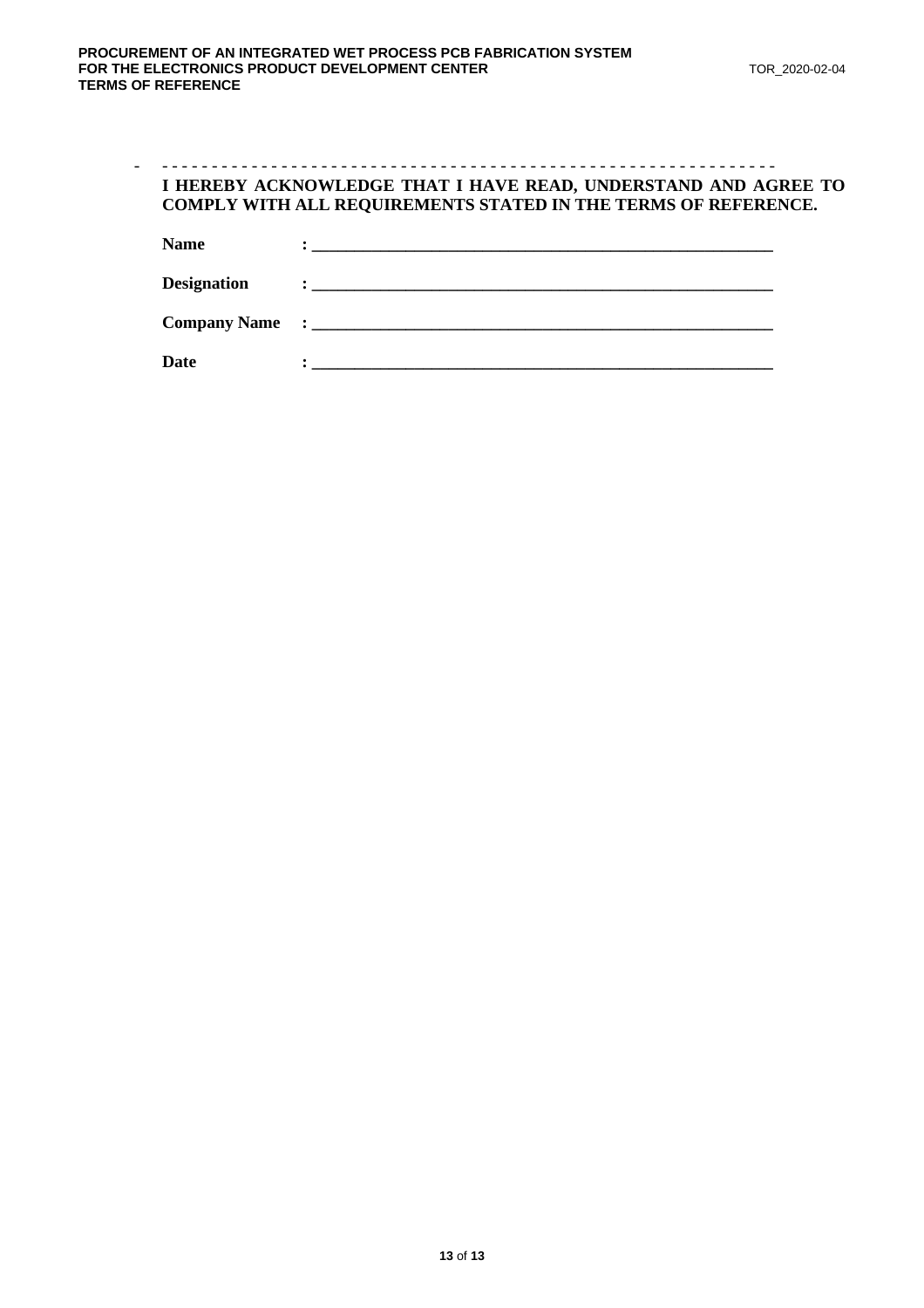\- - - - - - - - - - - - - - - - - - - - - - - - - - - - - - - - - - - - - - - - - - - - - - - - - - - - - - - - - - - - - - -

**I HEREBY ACKNOWLEDGE THAT I HAVE READ, UNDERSTAND AND AGREE TO COMPLY WITH ALL REQUIREMENTS STATED IN THE TERMS OF REFERENCE.**

**Name** : ________________________________________________________

**Designation** : ________________________________________________________

**Company Name** : ________________________________________________________

**Date** : ________________________________________________________